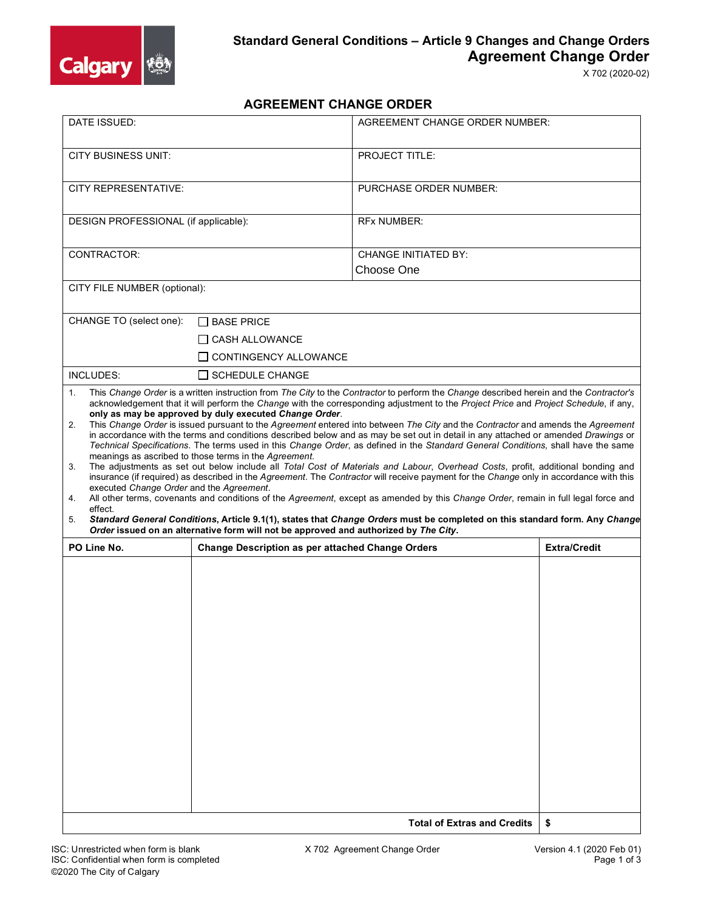# Standard General Conditions – Article 9 Changes and Change Orders
## Agreement Change Order

X 702 (2020-02)

## AGREEMENT CHANGE ORDER

| | |
|---|---|
| DATE ISSUED: | AGREEMENT CHANGE ORDER NUMBER: |
| CITY BUSINESS UNIT: | PROJECT TITLE: |
| CITY REPRESENTATIVE: | PURCHASE ORDER NUMBER: |
| DESIGN PROFESSIONAL (if applicable): | RFx NUMBER: |
| CONTRACTOR: | CHANGE INITIATED BY: Choose One |
| CITY FILE NUMBER (optional): | |

CHANGE TO (select one):
- ☐ BASE PRICE
- ☐ CASH ALLOWANCE
- ☐ CONTINGENCY ALLOWANCE

INCLUDES:
- ☐ SCHEDULE CHANGE

1. This *Change Order* is a written instruction from *The City* to the *Contractor* to perform the *Change* described herein and the *Contractor's* acknowledgement that it will perform the *Change* with the corresponding adjustment to the *Project Price* and *Project Schedule*, if any, **only as may be approved by duly executed *Change Order***.
2. This *Change Order* is issued pursuant to the *Agreement* entered into between *The City* and the *Contractor* and amends the *Agreement* in accordance with the terms and conditions described below and as may be set out in detail in any attached or amended *Drawings* or *Technical Specifications*. The terms used in this *Change Order*, as defined in the *Standard General Conditions,* shall have the same meanings as ascribed to those terms in the *Agreement*.
3. The adjustments as set out below include all *Total Cost of Materials and Labour*, *Overhead Costs*, profit, additional bonding and insurance (if required) as described in the *Agreement*. The *Contractor* will receive payment for the *Change* only in accordance with this executed *Change Order* and the *Agreement*.
4. All other terms, covenants and conditions of the *Agreement*, except as amended by this *Change Order*, remain in full legal force and effect.
5. ***Standard General Conditions*, Article 9.1(1), states that *Change Orders* must be completed on this standard form. Any *Change Order* issued on an alternative form will not be approved and authorized by *The City*.**

| PO Line No. | Change Description as per attached Change Orders | Extra/Credit |
|---|---|---|
| | | |
| | **Total of Extras and Credits** | **$** |

ISC: Unrestricted when form is blank
ISC: Confidential when form is completed
©2020 The City of Calgary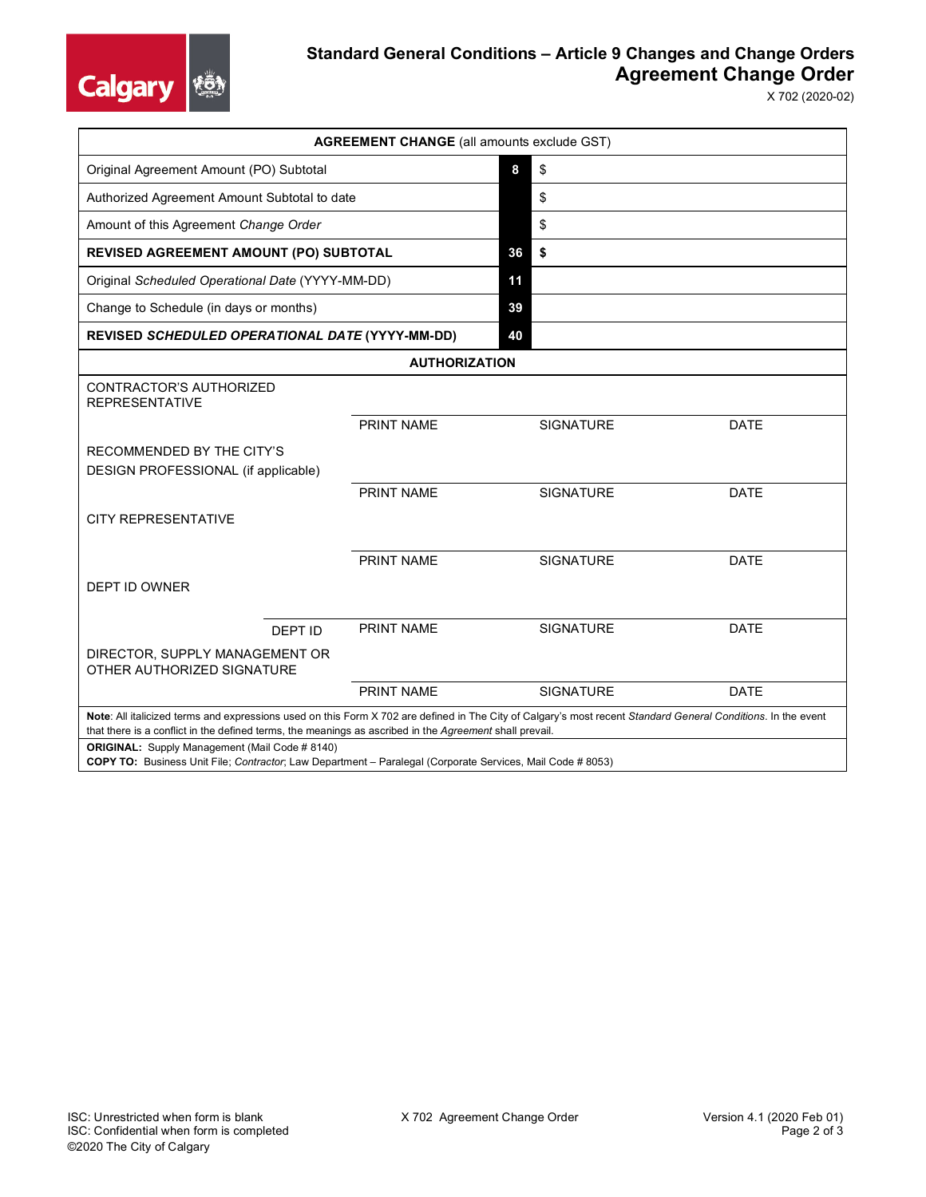## Standard General Conditions – Article 9 Changes and Change Orders
# Agreement Change Order

X 702 (2020-02)

| **AGREEMENT CHANGE** (all amounts exclude GST) | | |
|---|---|---|
| Original Agreement Amount (PO) Subtotal | 8 | $ |
| Authorized Agreement Amount Subtotal to date | | $ |
| Amount of this Agreement *Change Order* | | $ |
| **REVISED AGREEMENT AMOUNT (PO) SUBTOTAL** | **36** | **$** |
| Original *Scheduled Operational Date* (YYYY-MM-DD) | 11 | |
| Change to Schedule (in days or months) | 39 | |
| **REVISED *SCHEDULED OPERATIONAL DATE* (YYYY-MM-DD)** | **40** | |

| **AUTHORIZATION** | | | | |
|---|---|---|---|---|
| CONTRACTOR'S AUTHORIZED REPRESENTATIVE | | | | |
| | | PRINT NAME | SIGNATURE | DATE |
| RECOMMENDED BY THE CITY'S DESIGN PROFESSIONAL (if applicable) | | | | |
| | | PRINT NAME | SIGNATURE | DATE |
| CITY REPRESENTATIVE | | | | |
| | | PRINT NAME | SIGNATURE | DATE |
| DEPT ID OWNER | | | | |
| | DEPT ID | PRINT NAME | SIGNATURE | DATE |
| DIRECTOR, SUPPLY MANAGEMENT OR OTHER AUTHORIZED SIGNATURE | | | | |
| | | PRINT NAME | SIGNATURE | DATE |

**Note**: All italicized terms and expressions used on this Form X 702 are defined in The City of Calgary's most recent *Standard General Conditions*. In the event that there is a conflict in the defined terms, the meanings as ascribed in the *Agreement* shall prevail.

**ORIGINAL:** Supply Management (Mail Code # 8140)
**COPY TO:** Business Unit File; *Contractor*; Law Department – Paralegal (Corporate Services, Mail Code # 8053)

ISC: Unrestricted when form is blank
ISC: Confidential when form is completed
©2020 The City of Calgary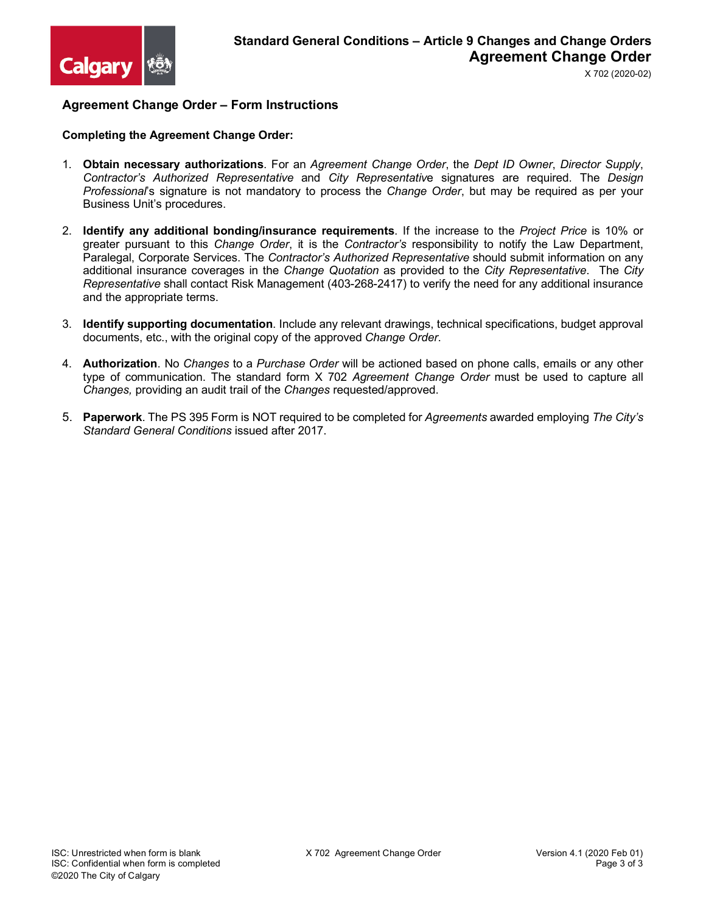## Agreement Change Order – Form Instructions

**Completing the Agreement Change Order:**

1. **Obtain necessary authorizations**. For an *Agreement Change Order*, the *Dept ID Owner*, *Director Supply*, *Contractor's Authorized Representative* and *City Representative* signatures are required. The *Design Professional*'s signature is not mandatory to process the *Change Order*, but may be required as per your Business Unit's procedures.

2. **Identify any additional bonding/insurance requirements**. If the increase to the *Project Price* is 10% or greater pursuant to this *Change Order*, it is the *Contractor's* responsibility to notify the Law Department, Paralegal, Corporate Services. The *Contractor's Authorized Representative* should submit information on any additional insurance coverages in the *Change Quotation* as provided to the *City Representative*. The *City Representative* shall contact Risk Management (403-268-2417) to verify the need for any additional insurance and the appropriate terms.

3. **Identify supporting documentation**. Include any relevant drawings, technical specifications, budget approval documents, etc., with the original copy of the approved *Change Order*.

4. **Authorization**. No *Changes* to a *Purchase Order* will be actioned based on phone calls, emails or any other type of communication. The standard form X 702 *Agreement Change Order* must be used to capture all *Changes,* providing an audit trail of the *Changes* requested/approved.

5. **Paperwork**. The PS 395 Form is NOT required to be completed for *Agreements* awarded employing *The City's Standard General Conditions* issued after 2017.